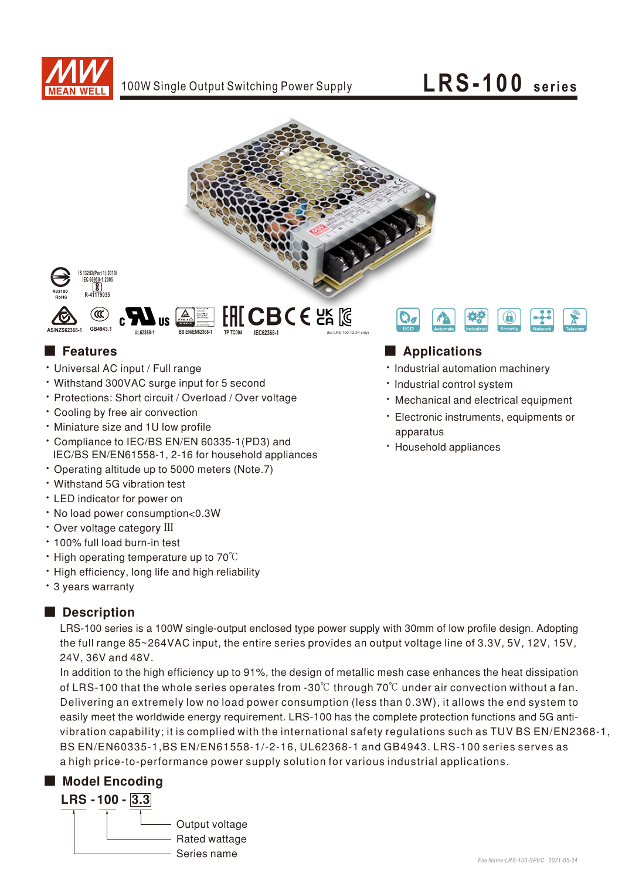# 100W Single Output Switching Power Supply

# LRS-100 series

## Features

- Universal AC input / Full range
- Withstand 300VAC surge input for 5 second
- Protections: Short circuit / Overload / Over voltage
- Cooling by free air convection
- Miniature size and 1U low profile
- Compliance to IEC/BS EN/EN 60335-1(PD3) and IEC/BS EN/EN61558-1, 2-16 for household appliances
- Operating altitude up to 5000 meters (Note.7)
- Withstand 5G vibration test
- LED indicator for power on
- No load power consumption<0.3W
- Over voltage category III
- 100% full load burn-in test
- High operating temperature up to 70℃
- High efficiency, long life and high reliability
- 3 years warranty

## Applications

- Industrial automation machinery
- Industrial control system
- Mechanical and electrical equipment
- Electronic instruments, equipments or apparatus
- Household appliances

## Description

LRS-100 series is a 100W single-output enclosed type power supply with 30mm of low profile design. Adopting the full range 85~264VAC input, the entire series provides an output voltage line of 3.3V, 5V, 12V, 15V, 24V, 36V and 48V.

In addition to the high efficiency up to 91%, the design of metallic mesh case enhances the heat dissipation of LRS-100 that the whole series operates from -30℃ through 70℃ under air convection without a fan. Delivering an extremely low no load power consumption (less than 0.3W), it allows the end system to easily meet the worldwide energy requirement. LRS-100 has the complete protection functions and 5G anti-vibration capability; it is complied with the international safety regulations such as TUV BS EN/EN2368-1, BS EN/EN60335-1,BS EN/EN61558-1/-2-16, UL62368-1 and GB4943. LRS-100 series serves as a high price-to-performance power supply solution for various industrial applications.

## Model Encoding

LRS - 100 - 3.3

- 3.3: Output voltage
- 100: Rated wattage
- LRS: Series name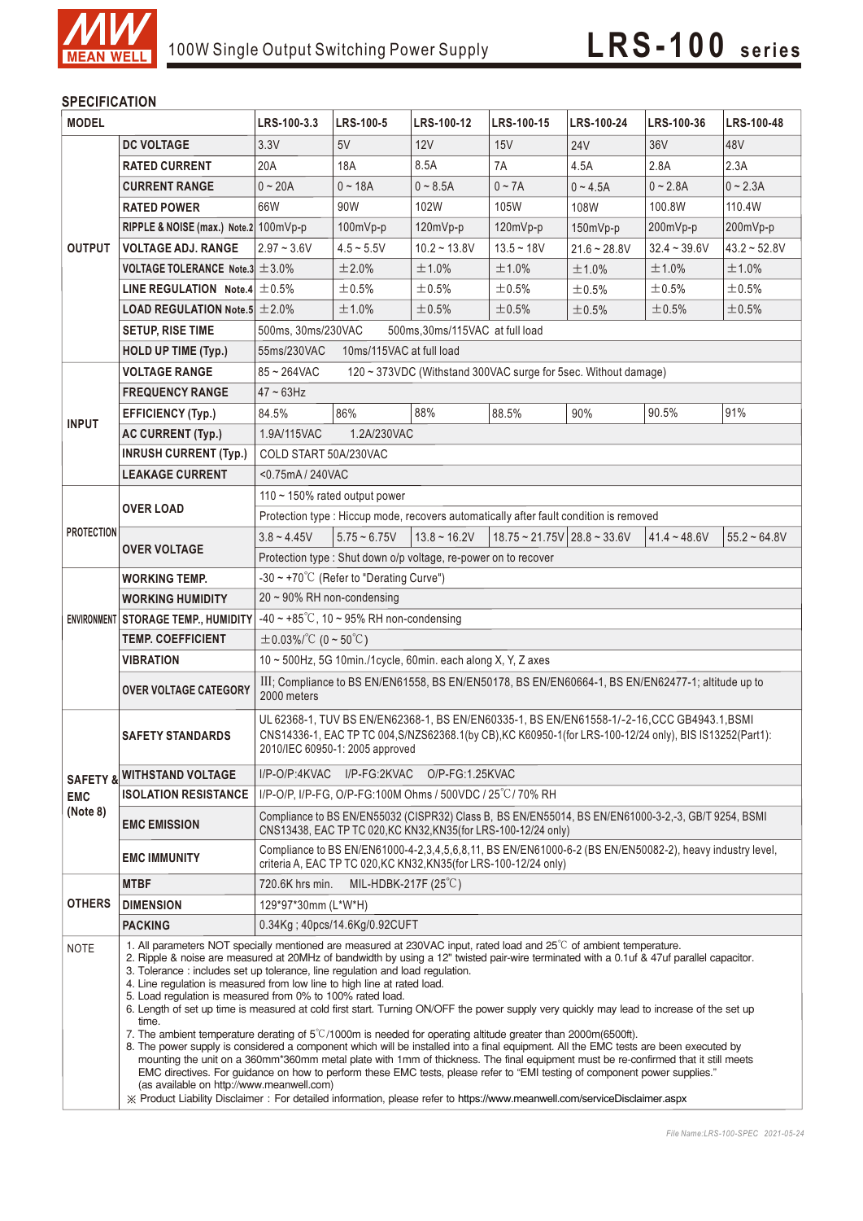## SPECIFICATION

| MODEL | | LRS-100-3.3 | LRS-100-5 | LRS-100-12 | LRS-100-15 | LRS-100-24 | LRS-100-36 | LRS-100-48 |
|---|---|---|---|---|---|---|---|---|
| OUTPUT | DC VOLTAGE | 3.3V | 5V | 12V | 15V | 24V | 36V | 48V |
| | RATED CURRENT | 20A | 18A | 8.5A | 7A | 4.5A | 2.8A | 2.3A |
| | CURRENT RANGE | 0 ~ 20A | 0 ~ 18A | 0 ~ 8.5A | 0 ~ 7A | 0 ~ 4.5A | 0 ~ 2.8A | 0 ~ 2.3A |
| | RATED POWER | 66W | 90W | 102W | 105W | 108W | 100.8W | 110.4W |
| | RIPPLE & NOISE (max.) Note.2 | 100mVp-p | 100mVp-p | 120mVp-p | 120mVp-p | 150mVp-p | 200mVp-p | 200mVp-p |
| | VOLTAGE ADJ. RANGE | 2.97 ~ 3.6V | 4.5 ~ 5.5V | 10.2 ~ 13.8V | 13.5 ~ 18V | 21.6 ~ 28.8V | 32.4 ~ 39.6V | 43.2 ~ 52.8V |
| | VOLTAGE TOLERANCE Note.3 | ±3.0% | ±2.0% | ±1.0% | ±1.0% | ±1.0% | ±1.0% | ±1.0% |
| | LINE REGULATION Note.4 | ±0.5% | ±0.5% | ±0.5% | ±0.5% | ±0.5% | ±0.5% | ±0.5% |
| | LOAD REGULATION Note.5 | ±2.0% | ±1.0% | ±0.5% | ±0.5% | ±0.5% | ±0.5% | ±0.5% |
| | SETUP, RISE TIME | 500ms, 30ms/230VAC 500ms,30ms/115VAC at full load | | | | | | |
| | HOLD UP TIME (Typ.) | 55ms/230VAC 10ms/115VAC at full load | | | | | | |
| INPUT | VOLTAGE RANGE | 85 ~ 264VAC 120 ~ 373VDC (Withstand 300VAC surge for 5sec. Without damage) | | | | | | |
| | FREQUENCY RANGE | 47 ~ 63Hz | | | | | | |
| | EFFICIENCY (Typ.) | 84.5% | 86% | 88% | 88.5% | 90% | 90.5% | 91% |
| | AC CURRENT (Typ.) | 1.9A/115VAC 1.2A/230VAC | | | | | | |
| | INRUSH CURRENT (Typ.) | COLD START 50A/230VAC | | | | | | |
| | LEAKAGE CURRENT | <0.75mA / 240VAC | | | | | | |
| PROTECTION | OVER LOAD | 110 ~ 150% rated output power | | | | | | |
| | | Protection type : Hiccup mode, recovers automatically after fault condition is removed | | | | | | |
| | OVER VOLTAGE | 3.8 ~ 4.45V | 5.75 ~ 6.75V | 13.8 ~ 16.2V | 18.75 ~ 21.75V | 28.8 ~ 33.6V | 41.4 ~ 48.6V | 55.2 ~ 64.8V |
| | | Protection type : Shut down o/p voltage, re-power on to recover | | | | | | |
| ENVIRONMENT | WORKING TEMP. | -30 ~ +70℃ (Refer to "Derating Curve") | | | | | | |
| | WORKING HUMIDITY | 20 ~ 90% RH non-condensing | | | | | | |
| | STORAGE TEMP., HUMIDITY | -40 ~ +85℃, 10 ~ 95% RH non-condensing | | | | | | |
| | TEMP. COEFFICIENT | ±0.03%/℃ (0 ~ 50℃) | | | | | | |
| | VIBRATION | 10 ~ 500Hz, 5G 10min./1cycle, 60min. each along X, Y, Z axes | | | | | | |
| | OVER VOLTAGE CATEGORY | III; Compliance to BS EN/EN61558, BS EN/EN50178, BS EN/EN60664-1, BS EN/EN62477-1; altitude up to 2000 meters | | | | | | |
| SAFETY & EMC (Note 8) | SAFETY STANDARDS | UL 62368-1, TUV BS EN/EN62368-1, BS EN/EN60335-1, BS EN/EN61558-1/-2-16,CCC GB4943.1,BSMI CNS14336-1, EAC TP TC 004,S/NZS62368.1(by CB),KC K60950-1(for LRS-100-12/24 only), BIS IS13252(Part1): 2010/IEC 60950-1: 2005 approved | | | | | | |
| | WITHSTAND VOLTAGE | I/P-O/P:4KVAC I/P-FG:2KVAC O/P-FG:1.25KVAC | | | | | | |
| | ISOLATION RESISTANCE | I/P-O/P, I/P-FG, O/P-FG:100M Ohms / 500VDC / 25℃/ 70% RH | | | | | | |
| | EMC EMISSION | Compliance to BS EN/EN55032 (CISPR32) Class B, BS EN/EN55014, BS EN/EN61000-3-2,-3, GB/T 9254, BSMI CNS13438, EAC TP TC 020,KC KN32,KN35(for LRS-100-12/24 only) | | | | | | |
| | EMC IMMUNITY | Compliance to BS EN/EN61000-4-2,3,4,5,6,8,11, BS EN/EN61000-6-2 (BS EN/EN50082-2), heavy industry level, criteria A, EAC TP TC 020,KC KN32,KN35(for LRS-100-12/24 only) | | | | | | |
| OTHERS | MTBF | 720.6K hrs min. MIL-HDBK-217F (25℃) | | | | | | |
| | DIMENSION | 129*97*30mm (L*W*H) | | | | | | |
| | PACKING | 0.34Kg ; 40pcs/14.6Kg/0.92CUFT | | | | | | |

**NOTE**

1. All parameters NOT specially mentioned are measured at 230VAC input, rated load and 25℃ of ambient temperature.
2. Ripple & noise are measured at 20MHz of bandwidth by using a 12" twisted pair-wire terminated with a 0.1uf & 47uf parallel capacitor.
3. Tolerance : includes set up tolerance, line regulation and load regulation.
4. Line regulation is measured from low line to high line at rated load.
5. Load regulation is measured from 0% to 100% rated load.
6. Length of set up time is measured at cold first start. Turning ON/OFF the power supply very quickly may lead to increase of the set up time.
7. The ambient temperature derating of 5℃/1000m is needed for operating altitude greater than 2000m(6500ft).
8. The power supply is considered a component which will be installed into a final equipment. All the EMC tests are been executed by mounting the unit on a 360mm*360mm metal plate with 1mm of thickness. The final equipment must be re-confirmed that it still meets EMC directives. For guidance on how to perform these EMC tests, please refer to "EMI testing of component power supplies." (as available on http://www.meanwell.com)

※ Product Liability Disclaimer : For detailed information, please refer to https://www.meanwell.com/serviceDisclaimer.aspx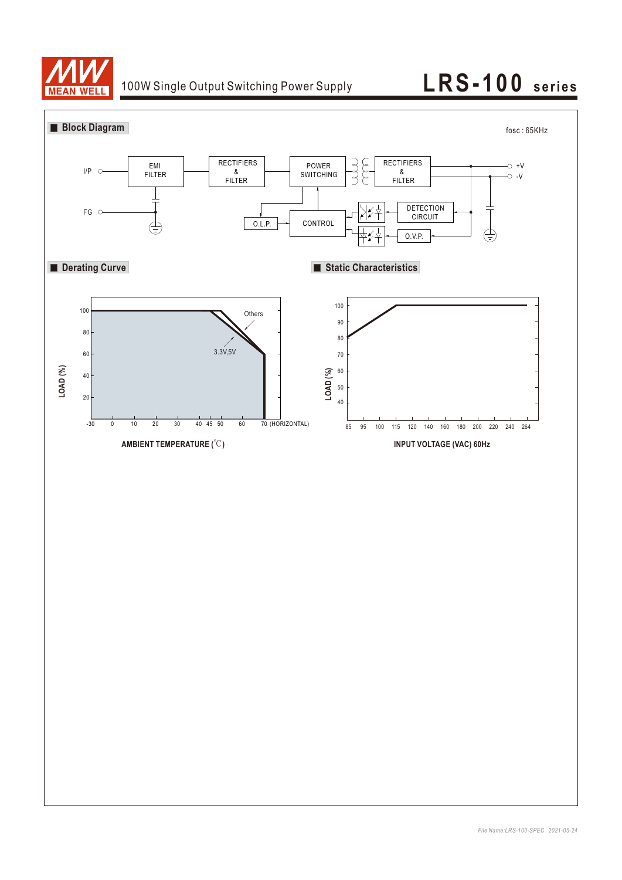## ■ Block Diagram

fosc : 65KHz

I/P — EMI FILTER — RECTIFIERS & FILTER — POWER SWITCHING — RECTIFIERS & FILTER — +V / -V

FG

O.L.P. — CONTROL — DETECTION CIRCUIT — O.V.P.

## ■ Derating Curve

LOAD (%)

100, 80, 60, 40, 20

Others

3.3V,5V

-30 0 10 20 30 40 45 50 60 70 (HORIZONTAL)

AMBIENT TEMPERATURE (℃)

## ■ Static Characteristics

LOAD (%)

100, 90, 80, 70, 60, 50, 40

85 95 100 115 120 140 160 180 200 220 240 264

INPUT VOLTAGE (VAC) 60Hz

*File Name:LRS-100-SPEC 2021-05-24*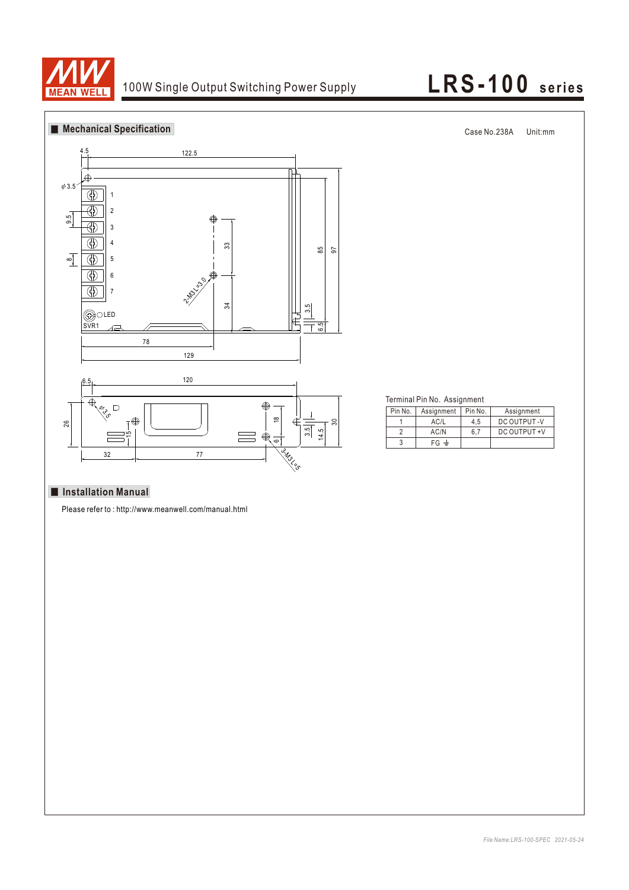## Mechanical Specification

Case No.238A Unit:mm

4.5
122.5
ϕ3.5
1
2
3
4
5
6
7
9.5
8
33
34
85
97
2-M3 L=3.0
3.5
6.5
LED
SVR1
78
129

6.5
120
ϕ3.5
26
15
18
6
3.5
14.5
30
32
77
3-M3 L=5

Terminal Pin No. Assignment

| Pin No. | Assignment | Pin No. | Assignment |
|---|---|---|---|
| 1 | AC/L | 4,5 | DC OUTPUT -V |
| 2 | AC/N | 6,7 | DC OUTPUT +V |
| 3 | FG ⏚ | | |

## Installation Manual

Please refer to : http://www.meanwell.com/manual.html

*File Name:LRS-100-SPEC 2021-05-24*